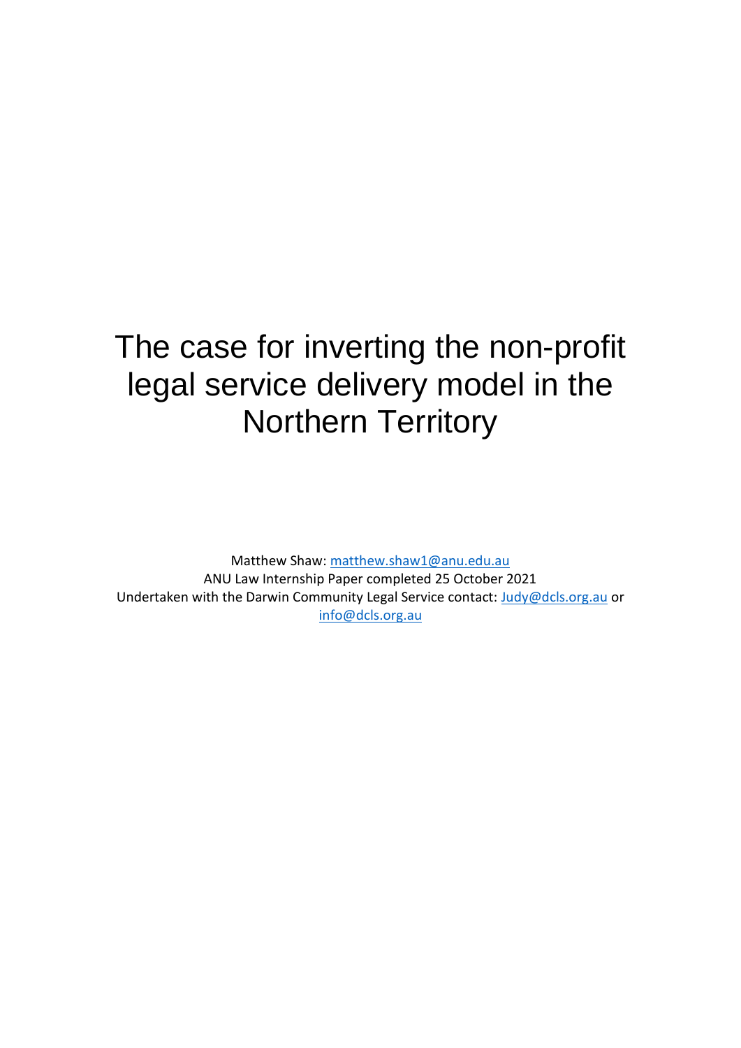# The case for inverting the non-profit legal service delivery model in the Northern Territory

Matthew Shaw: matthew.shaw1@anu.edu.au
ANU Law Internship Paper completed 25 October 2021
Undertaken with the Darwin Community Legal Service contact: Judy@dcls.org.au or info@dcls.org.au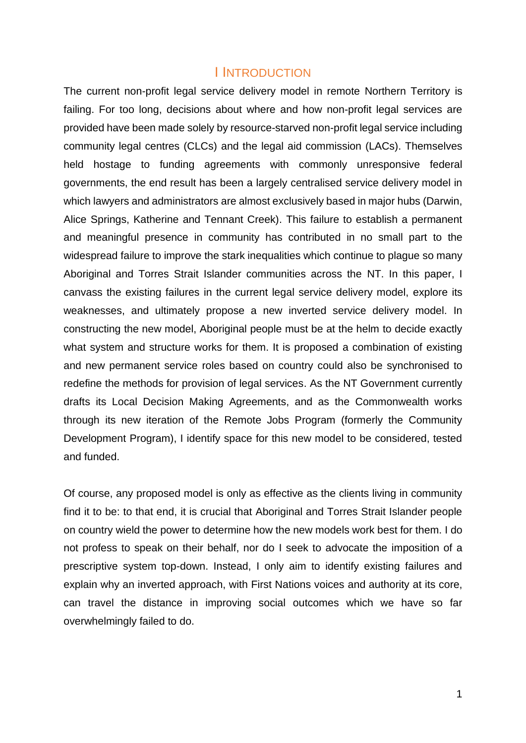# I Introduction

The current non-profit legal service delivery model in remote Northern Territory is failing. For too long, decisions about where and how non-profit legal services are provided have been made solely by resource-starved non-profit legal service including community legal centres (CLCs) and the legal aid commission (LACs). Themselves held hostage to funding agreements with commonly unresponsive federal governments, the end result has been a largely centralised service delivery model in which lawyers and administrators are almost exclusively based in major hubs (Darwin, Alice Springs, Katherine and Tennant Creek). This failure to establish a permanent and meaningful presence in community has contributed in no small part to the widespread failure to improve the stark inequalities which continue to plague so many Aboriginal and Torres Strait Islander communities across the NT. In this paper, I canvass the existing failures in the current legal service delivery model, explore its weaknesses, and ultimately propose a new inverted service delivery model. In constructing the new model, Aboriginal people must be at the helm to decide exactly what system and structure works for them. It is proposed a combination of existing and new permanent service roles based on country could also be synchronised to redefine the methods for provision of legal services. As the NT Government currently drafts its Local Decision Making Agreements, and as the Commonwealth works through its new iteration of the Remote Jobs Program (formerly the Community Development Program), I identify space for this new model to be considered, tested and funded.

Of course, any proposed model is only as effective as the clients living in community find it to be: to that end, it is crucial that Aboriginal and Torres Strait Islander people on country wield the power to determine how the new models work best for them. I do not profess to speak on their behalf, nor do I seek to advocate the imposition of a prescriptive system top-down. Instead, I only aim to identify existing failures and explain why an inverted approach, with First Nations voices and authority at its core, can travel the distance in improving social outcomes which we have so far overwhelmingly failed to do.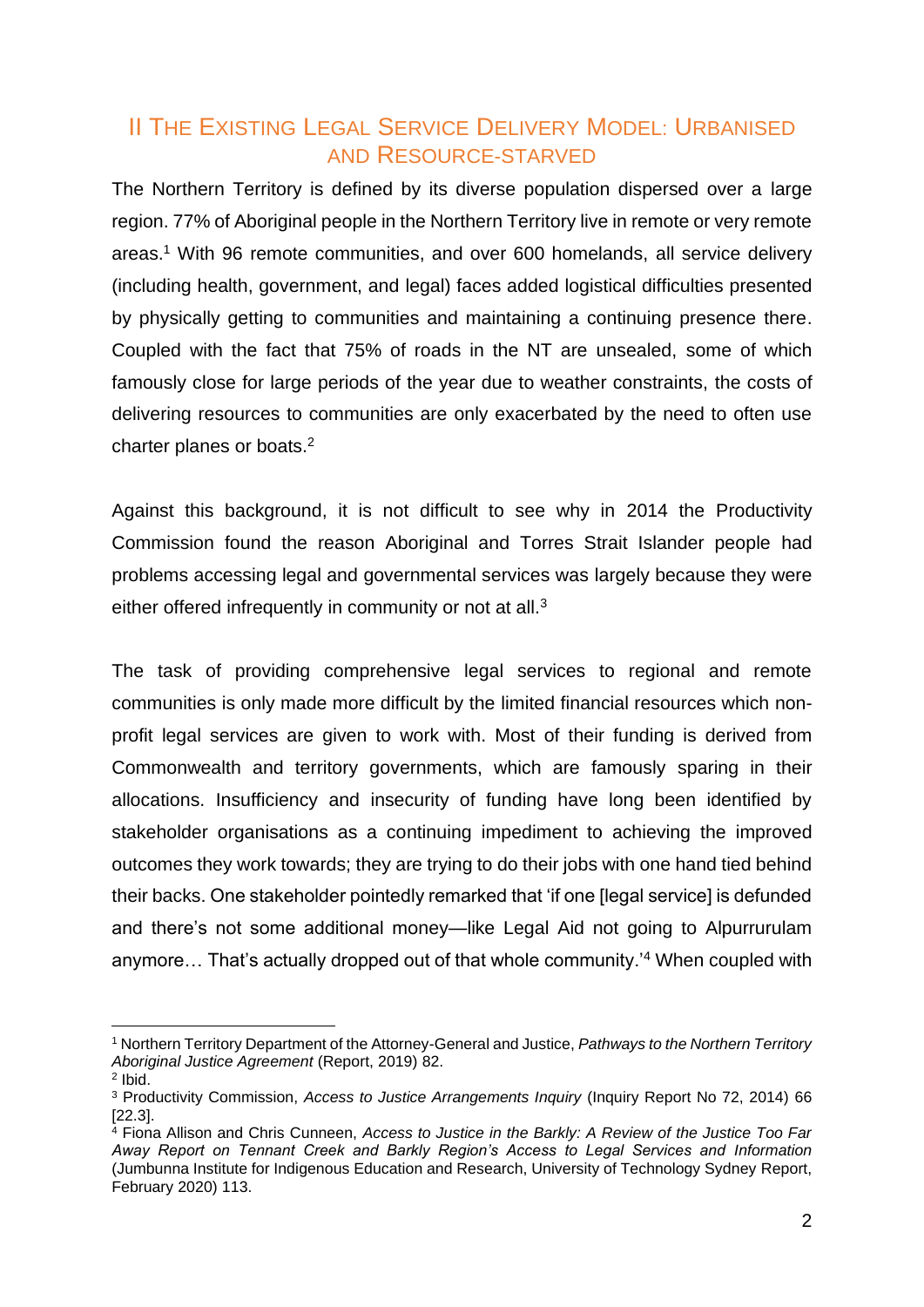## II The Existing Legal Service Delivery Model: Urbanised and Resource-starved

The Northern Territory is defined by its diverse population dispersed over a large region. 77% of Aboriginal people in the Northern Territory live in remote or very remote areas.[1] With 96 remote communities, and over 600 homelands, all service delivery (including health, government, and legal) faces added logistical difficulties presented by physically getting to communities and maintaining a continuing presence there. Coupled with the fact that 75% of roads in the NT are unsealed, some of which famously close for large periods of the year due to weather constraints, the costs of delivering resources to communities are only exacerbated by the need to often use charter planes or boats.[2]

Against this background, it is not difficult to see why in 2014 the Productivity Commission found the reason Aboriginal and Torres Strait Islander people had problems accessing legal and governmental services was largely because they were either offered infrequently in community or not at all.[3]

The task of providing comprehensive legal services to regional and remote communities is only made more difficult by the limited financial resources which non-profit legal services are given to work with. Most of their funding is derived from Commonwealth and territory governments, which are famously sparing in their allocations. Insufficiency and insecurity of funding have long been identified by stakeholder organisations as a continuing impediment to achieving the improved outcomes they work towards; they are trying to do their jobs with one hand tied behind their backs. One stakeholder pointedly remarked that 'if one [legal service] is defunded and there's not some additional money—like Legal Aid not going to Alpurrurulam anymore… That's actually dropped out of that whole community.'[4] When coupled with

---

[1] Northern Territory Department of the Attorney-General and Justice, *Pathways to the Northern Territory Aboriginal Justice Agreement* (Report, 2019) 82.

[2] Ibid.

[3] Productivity Commission, *Access to Justice Arrangements Inquiry* (Inquiry Report No 72, 2014) 66 [22.3].

[4] Fiona Allison and Chris Cunneen, *Access to Justice in the Barkly: A Review of the Justice Too Far Away Report on Tennant Creek and Barkly Region's Access to Legal Services and Information* (Jumbunna Institute for Indigenous Education and Research, University of Technology Sydney Report, February 2020) 113.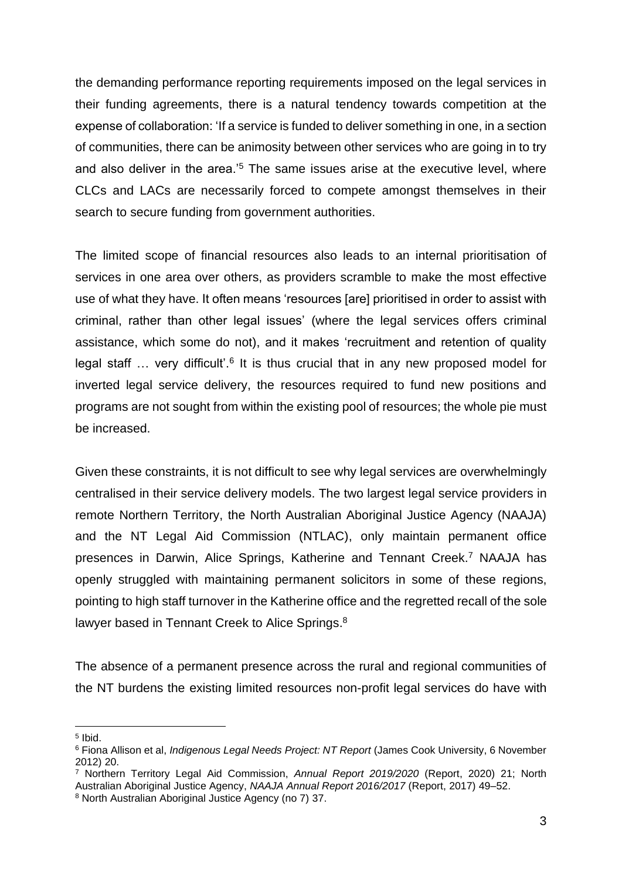the demanding performance reporting requirements imposed on the legal services in their funding agreements, there is a natural tendency towards competition at the expense of collaboration: 'If a service is funded to deliver something in one, in a section of communities, there can be animosity between other services who are going in to try and also deliver in the area.'[5] The same issues arise at the executive level, where CLCs and LACs are necessarily forced to compete amongst themselves in their search to secure funding from government authorities.

The limited scope of financial resources also leads to an internal prioritisation of services in one area over others, as providers scramble to make the most effective use of what they have. It often means 'resources [are] prioritised in order to assist with criminal, rather than other legal issues' (where the legal services offers criminal assistance, which some do not), and it makes 'recruitment and retention of quality legal staff … very difficult'.[6] It is thus crucial that in any new proposed model for inverted legal service delivery, the resources required to fund new positions and programs are not sought from within the existing pool of resources; the whole pie must be increased.

Given these constraints, it is not difficult to see why legal services are overwhelmingly centralised in their service delivery models. The two largest legal service providers in remote Northern Territory, the North Australian Aboriginal Justice Agency (NAAJA) and the NT Legal Aid Commission (NTLAC), only maintain permanent office presences in Darwin, Alice Springs, Katherine and Tennant Creek.[7] NAAJA has openly struggled with maintaining permanent solicitors in some of these regions, pointing to high staff turnover in the Katherine office and the regretted recall of the sole lawyer based in Tennant Creek to Alice Springs.[8]

The absence of a permanent presence across the rural and regional communities of the NT burdens the existing limited resources non-profit legal services do have with

---

[5] Ibid.

[6] Fiona Allison et al, *Indigenous Legal Needs Project: NT Report* (James Cook University, 6 November 2012) 20.

[7] Northern Territory Legal Aid Commission, *Annual Report 2019/2020* (Report, 2020) 21; North Australian Aboriginal Justice Agency, *NAAJA Annual Report 2016/2017* (Report, 2017) 49–52.

[8] North Australian Aboriginal Justice Agency (no 7) 37.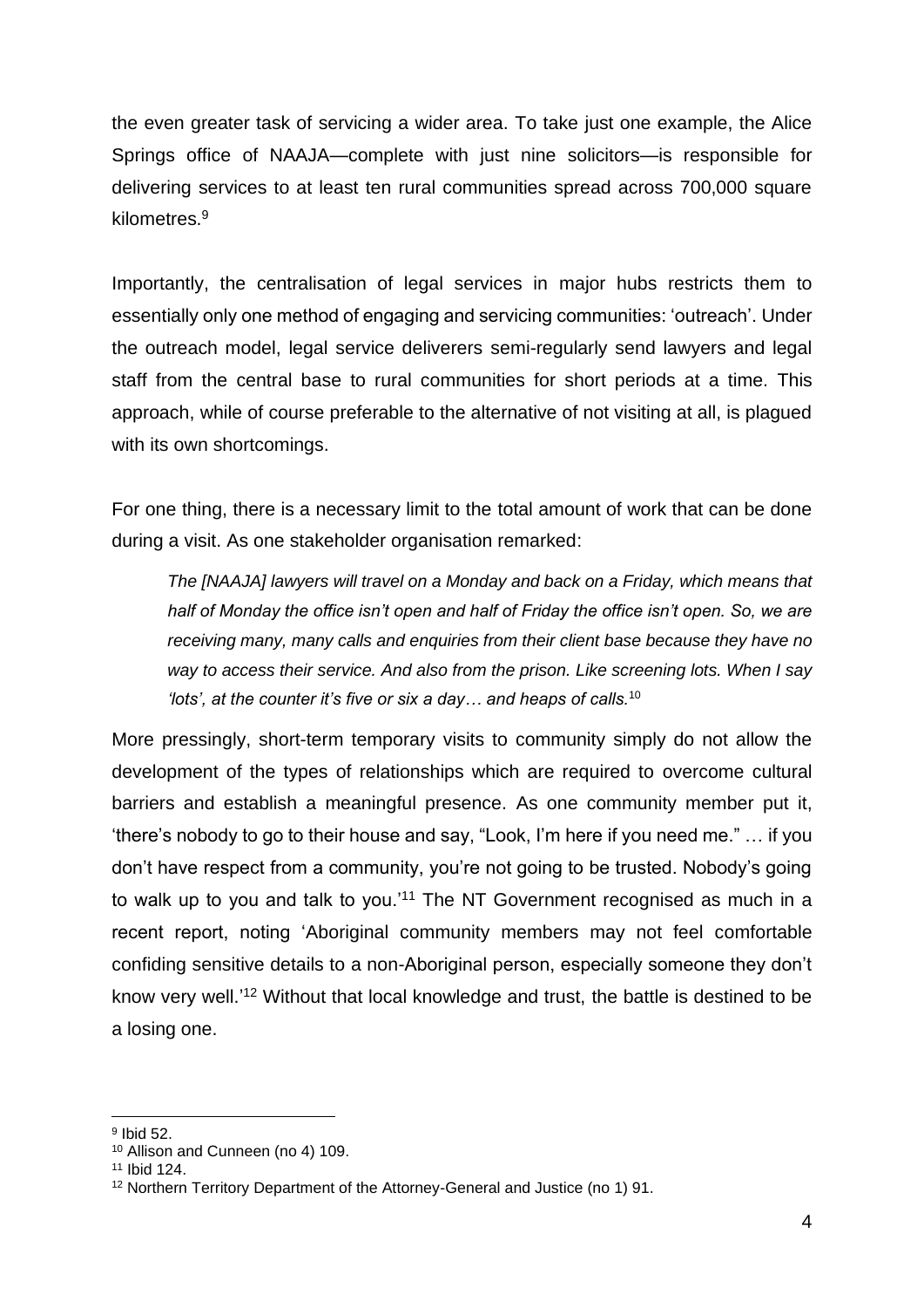the even greater task of servicing a wider area. To take just one example, the Alice Springs office of NAAJA—complete with just nine solicitors—is responsible for delivering services to at least ten rural communities spread across 700,000 square kilometres.[9]

Importantly, the centralisation of legal services in major hubs restricts them to essentially only one method of engaging and servicing communities: 'outreach'. Under the outreach model, legal service deliverers semi-regularly send lawyers and legal staff from the central base to rural communities for short periods at a time. This approach, while of course preferable to the alternative of not visiting at all, is plagued with its own shortcomings.

For one thing, there is a necessary limit to the total amount of work that can be done during a visit. As one stakeholder organisation remarked:

> *The [NAAJA] lawyers will travel on a Monday and back on a Friday, which means that half of Monday the office isn't open and half of Friday the office isn't open. So, we are receiving many, many calls and enquiries from their client base because they have no way to access their service. And also from the prison. Like screening lots. When I say 'lots', at the counter it's five or six a day… and heaps of calls.*[10]

More pressingly, short-term temporary visits to community simply do not allow the development of the types of relationships which are required to overcome cultural barriers and establish a meaningful presence. As one community member put it, 'there's nobody to go to their house and say, "Look, I'm here if you need me." … if you don't have respect from a community, you're not going to be trusted. Nobody's going to walk up to you and talk to you.'[11] The NT Government recognised as much in a recent report, noting 'Aboriginal community members may not feel comfortable confiding sensitive details to a non-Aboriginal person, especially someone they don't know very well.'[12] Without that local knowledge and trust, the battle is destined to be a losing one.

---

[9] Ibid 52.

[10] Allison and Cunneen (no 4) 109.

[11] Ibid 124.

[12] Northern Territory Department of the Attorney-General and Justice (no 1) 91.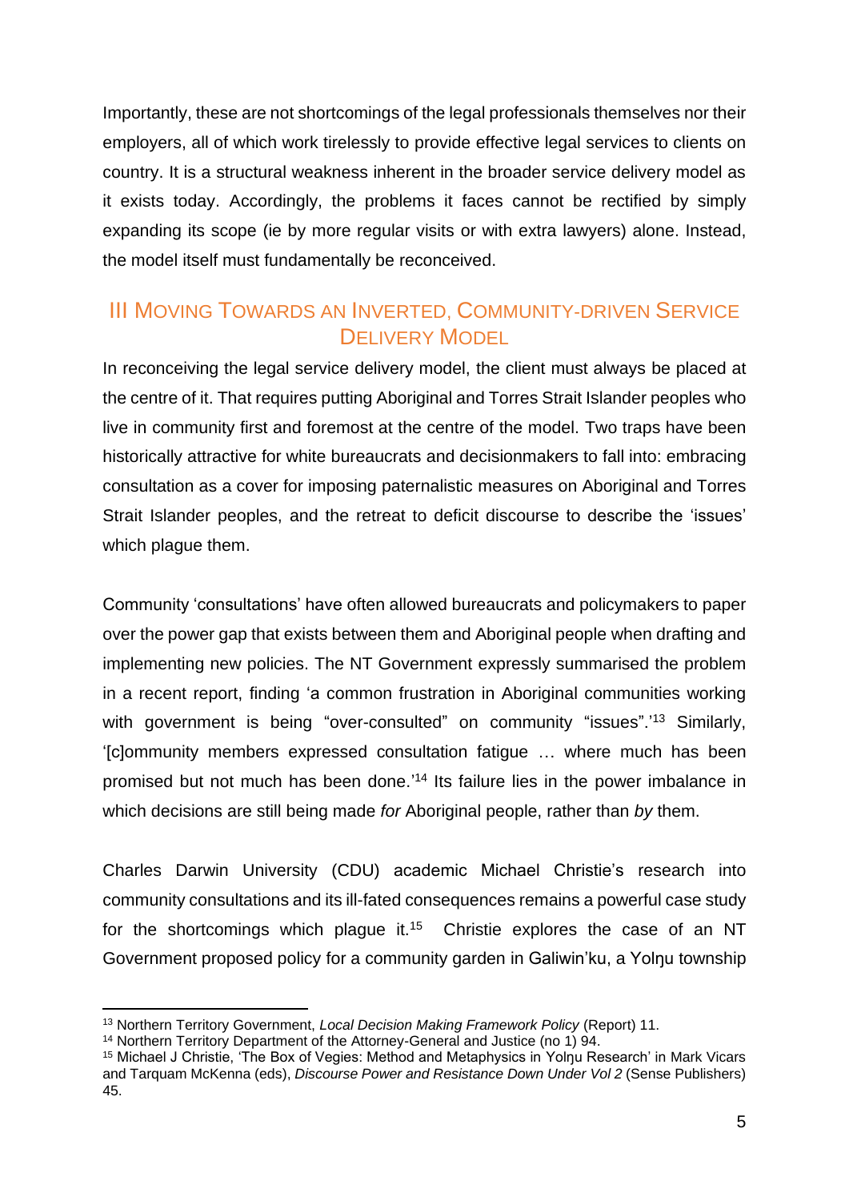Importantly, these are not shortcomings of the legal professionals themselves nor their employers, all of which work tirelessly to provide effective legal services to clients on country. It is a structural weakness inherent in the broader service delivery model as it exists today. Accordingly, the problems it faces cannot be rectified by simply expanding its scope (ie by more regular visits or with extra lawyers) alone. Instead, the model itself must fundamentally be reconceived.

## III Moving Towards an Inverted, Community-driven Service Delivery Model

In reconceiving the legal service delivery model, the client must always be placed at the centre of it. That requires putting Aboriginal and Torres Strait Islander peoples who live in community first and foremost at the centre of the model. Two traps have been historically attractive for white bureaucrats and decisionmakers to fall into: embracing consultation as a cover for imposing paternalistic measures on Aboriginal and Torres Strait Islander peoples, and the retreat to deficit discourse to describe the 'issues' which plague them.

Community 'consultations' have often allowed bureaucrats and policymakers to paper over the power gap that exists between them and Aboriginal people when drafting and implementing new policies. The NT Government expressly summarised the problem in a recent report, finding 'a common frustration in Aboriginal communities working with government is being "over-consulted" on community "issues".'[13] Similarly, '[c]ommunity members expressed consultation fatigue … where much has been promised but not much has been done.'[14] Its failure lies in the power imbalance in which decisions are still being made *for* Aboriginal people, rather than *by* them.

Charles Darwin University (CDU) academic Michael Christie's research into community consultations and its ill-fated consequences remains a powerful case study for the shortcomings which plague it.[15] Christie explores the case of an NT Government proposed policy for a community garden in Galiwin'ku, a Yolŋu township

---

[13] Northern Territory Government, *Local Decision Making Framework Policy* (Report) 11.

[14] Northern Territory Department of the Attorney-General and Justice (no 1) 94.

[15] Michael J Christie, 'The Box of Vegies: Method and Metaphysics in Yolŋu Research' in Mark Vicars and Tarquam McKenna (eds), *Discourse Power and Resistance Down Under Vol 2* (Sense Publishers) 45.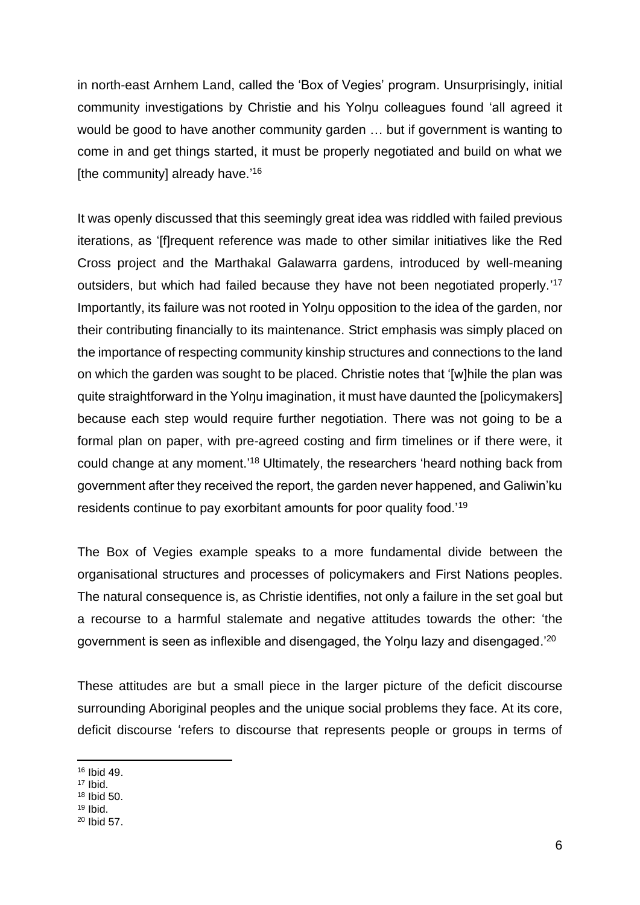in north-east Arnhem Land, called the 'Box of Vegies' program. Unsurprisingly, initial community investigations by Christie and his Yolŋu colleagues found 'all agreed it would be good to have another community garden … but if government is wanting to come in and get things started, it must be properly negotiated and build on what we [the community] already have.'[16]

It was openly discussed that this seemingly great idea was riddled with failed previous iterations, as '[f]requent reference was made to other similar initiatives like the Red Cross project and the Marthakal Galawarra gardens, introduced by well-meaning outsiders, but which had failed because they have not been negotiated properly.'[17] Importantly, its failure was not rooted in Yolŋu opposition to the idea of the garden, nor their contributing financially to its maintenance. Strict emphasis was simply placed on the importance of respecting community kinship structures and connections to the land on which the garden was sought to be placed. Christie notes that '[w]hile the plan was quite straightforward in the Yolŋu imagination, it must have daunted the [policymakers] because each step would require further negotiation. There was not going to be a formal plan on paper, with pre-agreed costing and firm timelines or if there were, it could change at any moment.'[18] Ultimately, the researchers 'heard nothing back from government after they received the report, the garden never happened, and Galiwin'ku residents continue to pay exorbitant amounts for poor quality food.'[19]

The Box of Vegies example speaks to a more fundamental divide between the organisational structures and processes of policymakers and First Nations peoples. The natural consequence is, as Christie identifies, not only a failure in the set goal but a recourse to a harmful stalemate and negative attitudes towards the other: 'the government is seen as inflexible and disengaged, the Yolŋu lazy and disengaged.'[20]

These attitudes are but a small piece in the larger picture of the deficit discourse surrounding Aboriginal peoples and the unique social problems they face. At its core, deficit discourse 'refers to discourse that represents people or groups in terms of

[16] Ibid 49.
[17] Ibid.
[18] Ibid 50.
[19] Ibid.
[20] Ibid 57.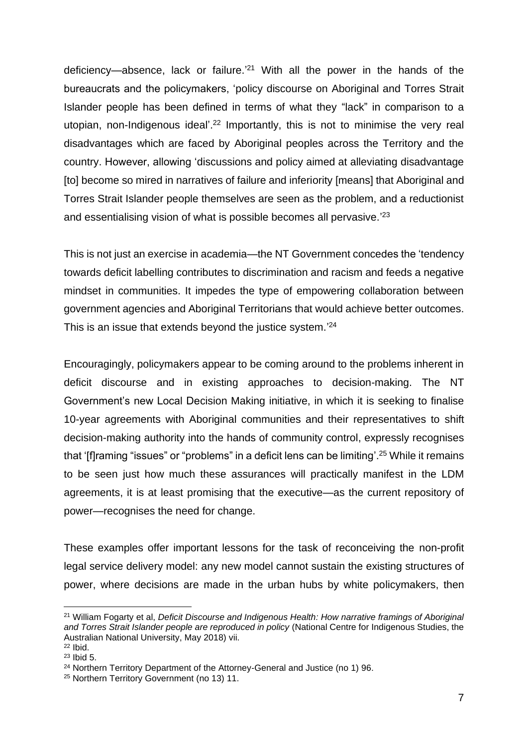deficiency—absence, lack or failure.'[21] With all the power in the hands of the bureaucrats and the policymakers, 'policy discourse on Aboriginal and Torres Strait Islander people has been defined in terms of what they "lack" in comparison to a utopian, non-Indigenous ideal'.[22] Importantly, this is not to minimise the very real disadvantages which are faced by Aboriginal peoples across the Territory and the country. However, allowing 'discussions and policy aimed at alleviating disadvantage [to] become so mired in narratives of failure and inferiority [means] that Aboriginal and Torres Strait Islander people themselves are seen as the problem, and a reductionist and essentialising vision of what is possible becomes all pervasive.'[23]

This is not just an exercise in academia—the NT Government concedes the 'tendency towards deficit labelling contributes to discrimination and racism and feeds a negative mindset in communities. It impedes the type of empowering collaboration between government agencies and Aboriginal Territorians that would achieve better outcomes. This is an issue that extends beyond the justice system.'[24]

Encouragingly, policymakers appear to be coming around to the problems inherent in deficit discourse and in existing approaches to decision-making. The NT Government's new Local Decision Making initiative, in which it is seeking to finalise 10-year agreements with Aboriginal communities and their representatives to shift decision-making authority into the hands of community control, expressly recognises that '[f]raming "issues" or "problems" in a deficit lens can be limiting'.[25] While it remains to be seen just how much these assurances will practically manifest in the LDM agreements, it is at least promising that the executive—as the current repository of power—recognises the need for change.

These examples offer important lessons for the task of reconceiving the non-profit legal service delivery model: any new model cannot sustain the existing structures of power, where decisions are made in the urban hubs by white policymakers, then

---

[21] William Fogarty et al, *Deficit Discourse and Indigenous Health: How narrative framings of Aboriginal and Torres Strait Islander people are reproduced in policy* (National Centre for Indigenous Studies, the Australian National University, May 2018) vii.

[22] Ibid.

[23] Ibid 5.

[24] Northern Territory Department of the Attorney-General and Justice (no 1) 96.

[25] Northern Territory Government (no 13) 11.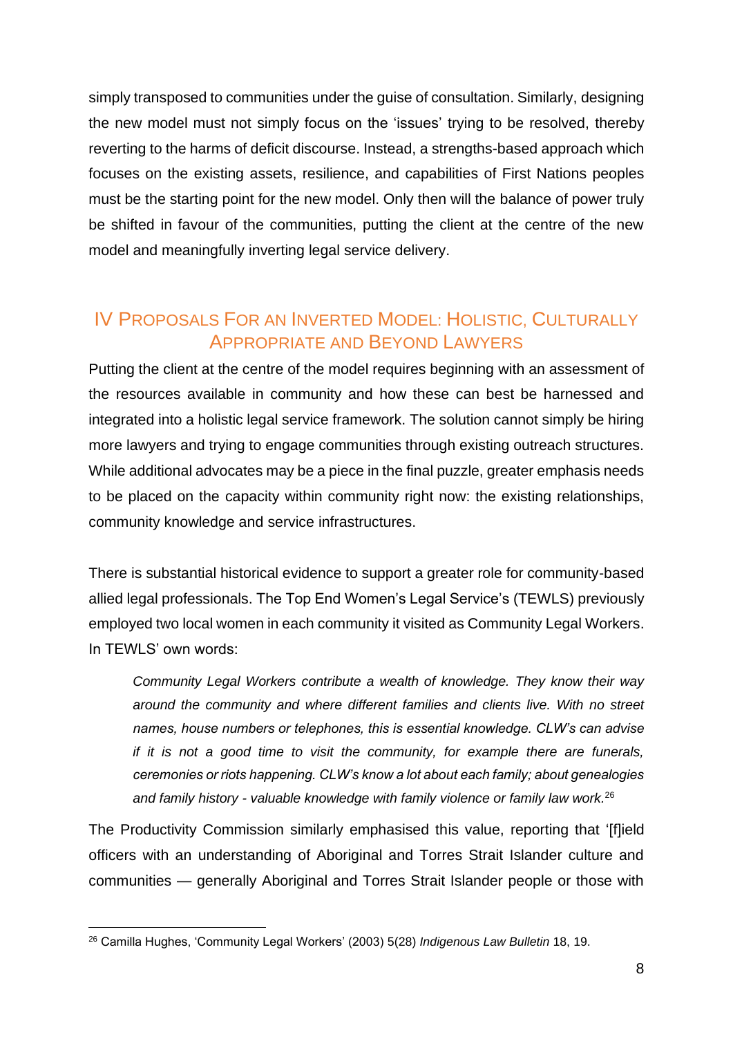simply transposed to communities under the guise of consultation. Similarly, designing the new model must not simply focus on the 'issues' trying to be resolved, thereby reverting to the harms of deficit discourse. Instead, a strengths-based approach which focuses on the existing assets, resilience, and capabilities of First Nations peoples must be the starting point for the new model. Only then will the balance of power truly be shifted in favour of the communities, putting the client at the centre of the new model and meaningfully inverting legal service delivery.

## IV Proposals For an Inverted Model: Holistic, Culturally Appropriate and Beyond Lawyers

Putting the client at the centre of the model requires beginning with an assessment of the resources available in community and how these can best be harnessed and integrated into a holistic legal service framework. The solution cannot simply be hiring more lawyers and trying to engage communities through existing outreach structures. While additional advocates may be a piece in the final puzzle, greater emphasis needs to be placed on the capacity within community right now: the existing relationships, community knowledge and service infrastructures.

There is substantial historical evidence to support a greater role for community-based allied legal professionals. The Top End Women's Legal Service's (TEWLS) previously employed two local women in each community it visited as Community Legal Workers. In TEWLS' own words:

> *Community Legal Workers contribute a wealth of knowledge. They know their way around the community and where different families and clients live. With no street names, house numbers or telephones, this is essential knowledge. CLW's can advise if it is not a good time to visit the community, for example there are funerals, ceremonies or riots happening. CLW's know a lot about each family; about genealogies and family history - valuable knowledge with family violence or family law work.*[26]

The Productivity Commission similarly emphasised this value, reporting that '[f]ield officers with an understanding of Aboriginal and Torres Strait Islander culture and communities — generally Aboriginal and Torres Strait Islander people or those with

---

[26] Camilla Hughes, 'Community Legal Workers' (2003) 5(28) *Indigenous Law Bulletin* 18, 19.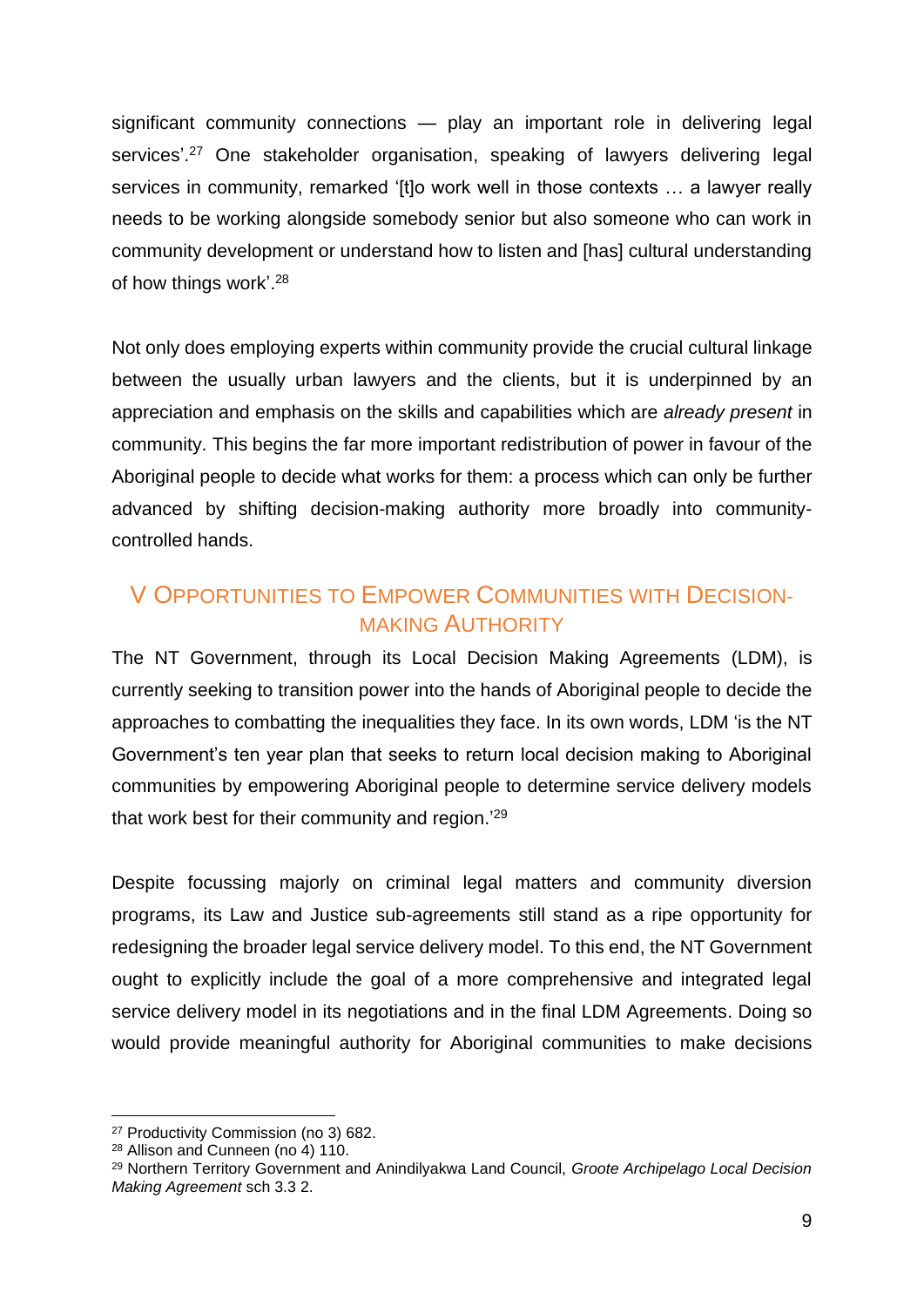significant community connections — play an important role in delivering legal services'.[27] One stakeholder organisation, speaking of lawyers delivering legal services in community, remarked '[t]o work well in those contexts … a lawyer really needs to be working alongside somebody senior but also someone who can work in community development or understand how to listen and [has] cultural understanding of how things work'.[28]

Not only does employing experts within community provide the crucial cultural linkage between the usually urban lawyers and the clients, but it is underpinned by an appreciation and emphasis on the skills and capabilities which are *already present* in community. This begins the far more important redistribution of power in favour of the Aboriginal people to decide what works for them: a process which can only be further advanced by shifting decision-making authority more broadly into community-controlled hands.

## V Opportunities to Empower Communities with Decision-Making Authority

The NT Government, through its Local Decision Making Agreements (LDM), is currently seeking to transition power into the hands of Aboriginal people to decide the approaches to combatting the inequalities they face. In its own words, LDM 'is the NT Government's ten year plan that seeks to return local decision making to Aboriginal communities by empowering Aboriginal people to determine service delivery models that work best for their community and region.'[29]

Despite focussing majorly on criminal legal matters and community diversion programs, its Law and Justice sub-agreements still stand as a ripe opportunity for redesigning the broader legal service delivery model. To this end, the NT Government ought to explicitly include the goal of a more comprehensive and integrated legal service delivery model in its negotiations and in the final LDM Agreements. Doing so would provide meaningful authority for Aboriginal communities to make decisions

---

[27] Productivity Commission (no 3) 682.

[28] Allison and Cunneen (no 4) 110.

[29] Northern Territory Government and Anindilyakwa Land Council, *Groote Archipelago Local Decision Making Agreement* sch 3.3 2.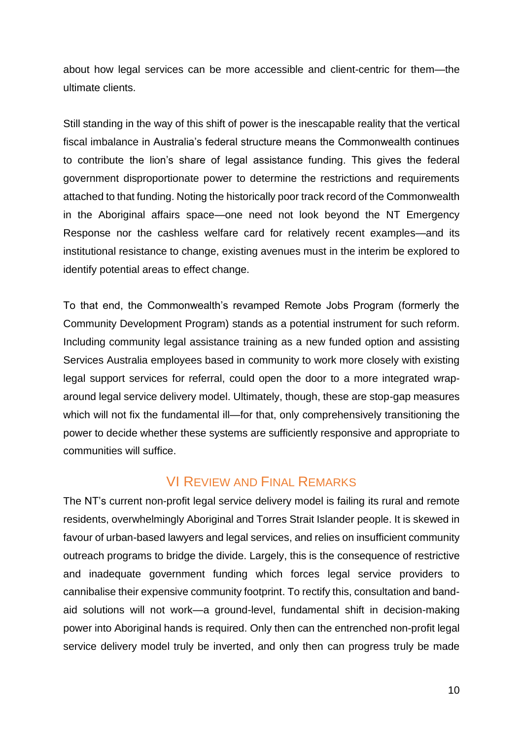about how legal services can be more accessible and client-centric for them—the ultimate clients.

Still standing in the way of this shift of power is the inescapable reality that the vertical fiscal imbalance in Australia's federal structure means the Commonwealth continues to contribute the lion's share of legal assistance funding. This gives the federal government disproportionate power to determine the restrictions and requirements attached to that funding. Noting the historically poor track record of the Commonwealth in the Aboriginal affairs space—one need not look beyond the NT Emergency Response nor the cashless welfare card for relatively recent examples—and its institutional resistance to change, existing avenues must in the interim be explored to identify potential areas to effect change.

To that end, the Commonwealth's revamped Remote Jobs Program (formerly the Community Development Program) stands as a potential instrument for such reform. Including community legal assistance training as a new funded option and assisting Services Australia employees based in community to work more closely with existing legal support services for referral, could open the door to a more integrated wrap-around legal service delivery model. Ultimately, though, these are stop-gap measures which will not fix the fundamental ill—for that, only comprehensively transitioning the power to decide whether these systems are sufficiently responsive and appropriate to communities will suffice.

## VI Review and Final Remarks

The NT's current non-profit legal service delivery model is failing its rural and remote residents, overwhelmingly Aboriginal and Torres Strait Islander people. It is skewed in favour of urban-based lawyers and legal services, and relies on insufficient community outreach programs to bridge the divide. Largely, this is the consequence of restrictive and inadequate government funding which forces legal service providers to cannibalise their expensive community footprint. To rectify this, consultation and band-aid solutions will not work—a ground-level, fundamental shift in decision-making power into Aboriginal hands is required. Only then can the entrenched non-profit legal service delivery model truly be inverted, and only then can progress truly be made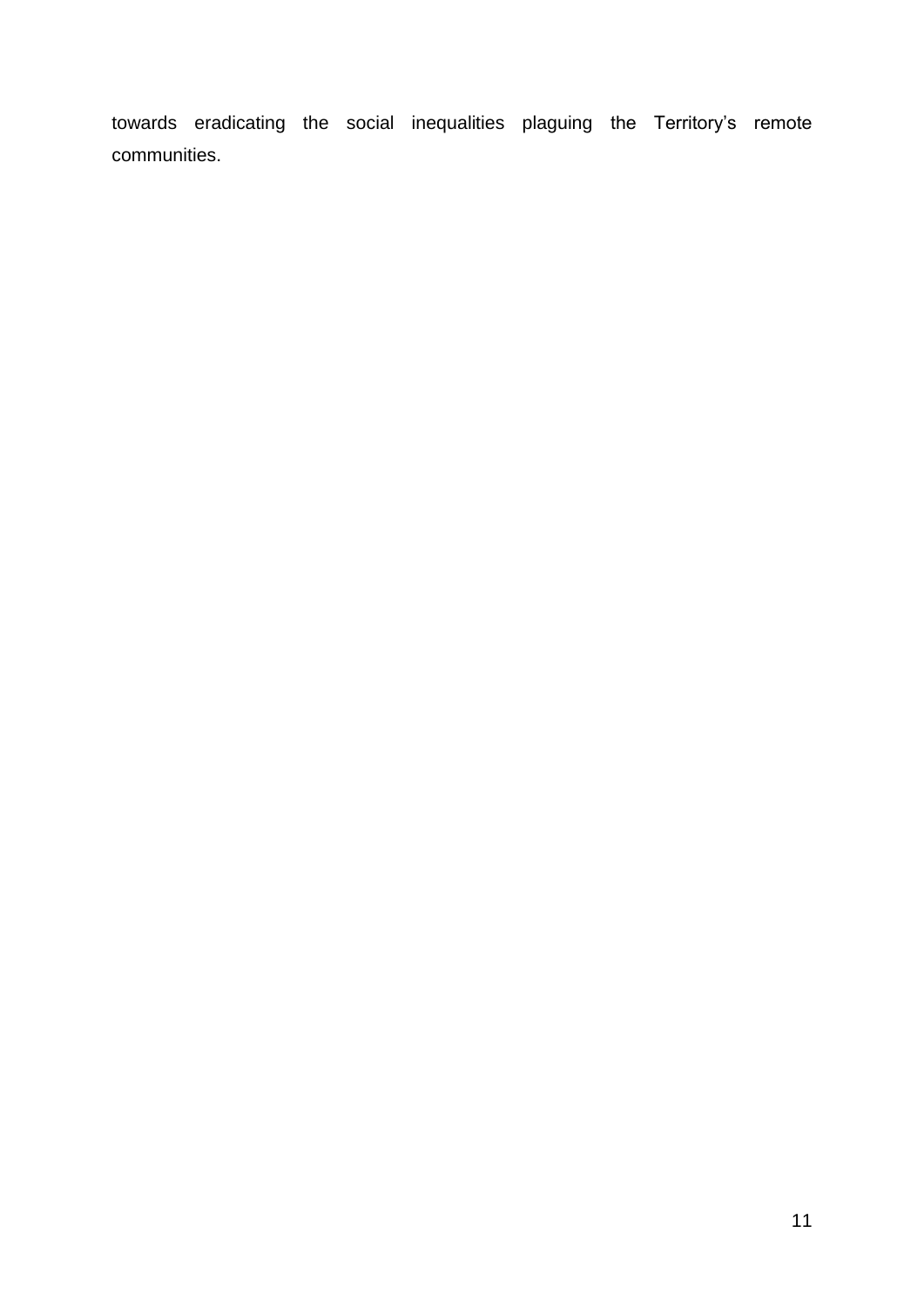towards eradicating the social inequalities plaguing the Territory's remote communities.